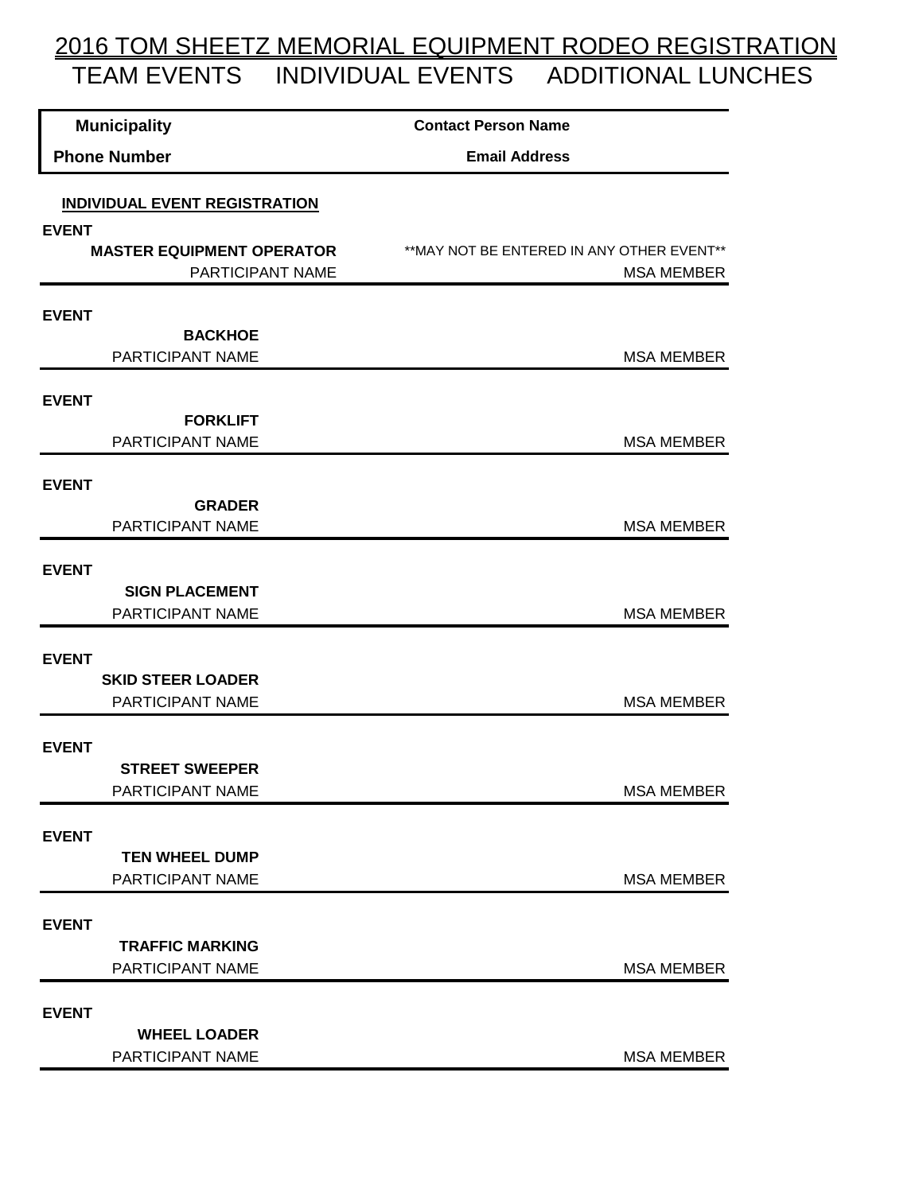# 2016 TOM SHEETZ MEMORIAL EQUIPMENT RODEO REGISTRATION

## TEAM EVENTS INDIVIDUAL EVENTS ADDITIONAL LUNCHES

| **Municipality** | **Contact Person Name** |
|---|---|
| **Phone Number** | **Email Address** |

**INDIVIDUAL EVENT REGISTRATION**

**EVENT**

**MASTER EQUIPMENT OPERATOR** **MAY NOT BE ENTERED IN ANY OTHER EVENT**

PARTICIPANT NAME | MSA MEMBER

**EVENT**

**BACKHOE**

PARTICIPANT NAME | MSA MEMBER

**EVENT**

**FORKLIFT**

PARTICIPANT NAME | MSA MEMBER

**EVENT**

**GRADER**

PARTICIPANT NAME | MSA MEMBER

**EVENT**

**SIGN PLACEMENT**

PARTICIPANT NAME | MSA MEMBER

**EVENT**

**SKID STEER LOADER**

PARTICIPANT NAME | MSA MEMBER

**EVENT**

**STREET SWEEPER**

PARTICIPANT NAME | MSA MEMBER

**EVENT**

**TEN WHEEL DUMP**

PARTICIPANT NAME | MSA MEMBER

**EVENT**

**TRAFFIC MARKING**

PARTICIPANT NAME | MSA MEMBER

**EVENT**

**WHEEL LOADER**

PARTICIPANT NAME | MSA MEMBER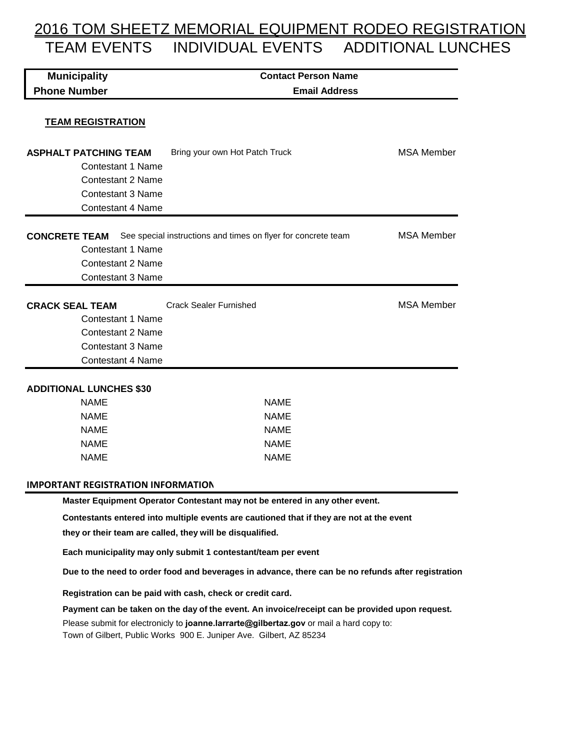# 2016 TOM SHEETZ MEMORIAL EQUIPMENT RODEO REGISTRATION

## TEAM EVENTS     INDIVIDUAL EVENTS     ADDITIONAL LUNCHES

| | |
|---|---|
| **Municipality** | **Contact Person Name** |
| **Phone Number** | **Email Address** |

**TEAM REGISTRATION**

**ASPHALT PATCHING TEAM** Bring your own Hot Patch Truck MSA Member

Contestant 1 Name
Contestant 2 Name
Contestant 3 Name
Contestant 4 Name

**CONCRETE TEAM** See special instructions and times on flyer for concrete team MSA Member

Contestant 1 Name
Contestant 2 Name
Contestant 3 Name

**CRACK SEAL TEAM** Crack Sealer Furnished MSA Member

Contestant 1 Name
Contestant 2 Name
Contestant 3 Name
Contestant 4 Name

**ADDITIONAL LUNCHES $30**

| | |
|---|---|
| NAME | NAME |
| NAME | NAME |
| NAME | NAME |
| NAME | NAME |
| NAME | NAME |

**IMPORTANT REGISTRATION INFORMATION**

**Master Equipment Operator Contestant may not be entered in any other event.**

**Contestants entered into multiple events are cautioned that if they are not at the event they or their team are called, they will be disqualified.**

**Each municipality may only submit 1 contestant/team per event**

**Due to the need to order food and beverages in advance, there can be no refunds after registration**

**Registration can be paid with cash, check or credit card.**

**Payment can be taken on the day of the event. An invoice/receipt can be provided upon request.**

Please submit for electronicly to **joanne.larrarte@gilbertaz.gov** or mail a hard copy to:
Town of Gilbert, Public Works 900 E. Juniper Ave. Gilbert, AZ 85234